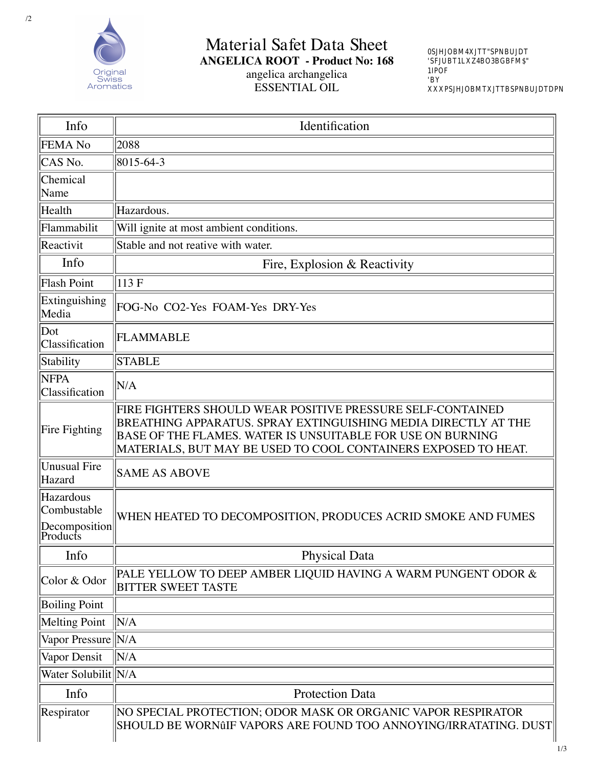# Material Safet Data Sheet

**ANGELICA ROOT - Product No: 168**

angelica archangelica

ESSENTIAL OIL

0SJHJOBM4XJTT"SPNBUJDT
'SFJUBT1LXZ4BO3BGBFM$"
1IPOF
'BY
XXXPSJHJOBMTXJTTBSPNBUJDTDPN

| Info | Identification |
|---|---|
| FEMA No | 2088 |
| CAS No. | 8015-64-3 |
| Chemical Name | |
| Health | Hazardous. |
| Flammabilit | Will ignite at most ambient conditions. |
| Reactivit | Stable and not reative with water. |
| **Info** | **Fire, Explosion & Reactivity** |
| Flash Point | 113 F |
| Extinguishing Media | FOG-No CO2-Yes FOAM-Yes DRY-Yes |
| Dot Classification | FLAMMABLE |
| Stability | STABLE |
| NFPA Classification | N/A |
| Fire Fighting | FIRE FIGHTERS SHOULD WEAR POSITIVE PRESSURE SELF-CONTAINED BREATHING APPARATUS. SPRAY EXTINGUISHING MEDIA DIRECTLY AT THE BASE OF THE FLAMES. WATER IS UNSUITABLE FOR USE ON BURNING MATERIALS, BUT MAY BE USED TO COOL CONTAINERS EXPOSED TO HEAT. |
| Unusual Fire Hazard | SAME AS ABOVE |
| Hazardous Combustable Decomposition Products | WHEN HEATED TO DECOMPOSITION, PRODUCES ACRID SMOKE AND FUMES |
| **Info** | **Physical Data** |
| Color & Odor | PALE YELLOW TO DEEP AMBER LIQUID HAVING A WARM PUNGENT ODOR & BITTER SWEET TASTE |
| Boiling Point | |
| Melting Point | N/A |
| Vapor Pressure | N/A |
| Vapor Densit | N/A |
| Water Solubilit | N/A |
| **Info** | **Protection Data** |
| Respirator | NO SPECIAL PROTECTION; ODOR MASK OR ORGANIC VAPOR RESPIRATOR SHOULD BE WORNûIF VAPORS ARE FOUND TOO ANNOYING/IRRATATING. DUST |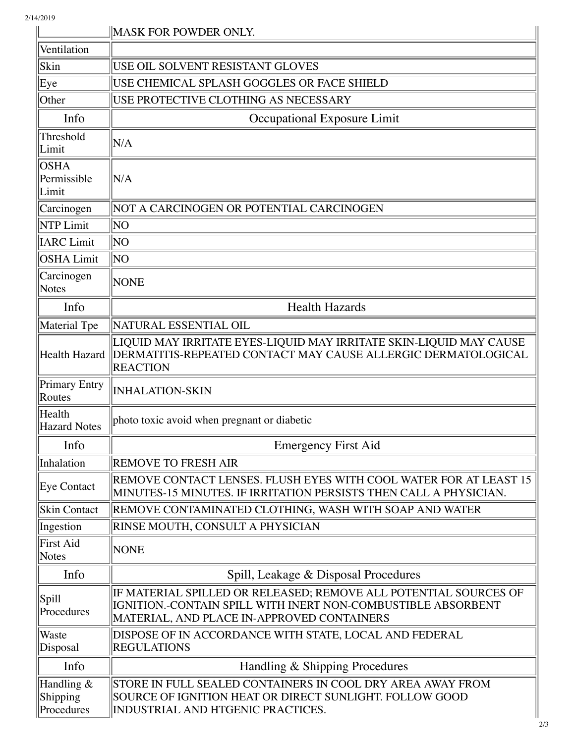| | |
|---|---|
| | MASK FOR POWDER ONLY. |
| Ventilation | |
| Skin | USE OIL SOLVENT RESISTANT GLOVES |
| Eye | USE CHEMICAL SPLASH GOGGLES OR FACE SHIELD |
| Other | USE PROTECTIVE CLOTHING AS NECESSARY |
| Info | Occupational Exposure Limit |
| Threshold Limit | N/A |
| OSHA Permissible Limit | N/A |
| Carcinogen | NOT A CARCINOGEN OR POTENTIAL CARCINOGEN |
| NTP Limit | NO |
| IARC Limit | NO |
| OSHA Limit | NO |
| Carcinogen Notes | NONE |
| Info | Health Hazards |
| Material Tpe | NATURAL ESSENTIAL OIL |
| Health Hazard | LIQUID MAY IRRITATE EYES-LIQUID MAY IRRITATE SKIN-LIQUID MAY CAUSE DERMATITIS-REPEATED CONTACT MAY CAUSE ALLERGIC DERMATOLOGICAL REACTION |
| Primary Entry Routes | INHALATION-SKIN |
| Health Hazard Notes | photo toxic avoid when pregnant or diabetic |
| Info | Emergency First Aid |
| Inhalation | REMOVE TO FRESH AIR |
| Eye Contact | REMOVE CONTACT LENSES. FLUSH EYES WITH COOL WATER FOR AT LEAST 15 MINUTES-15 MINUTES. IF IRRITATION PERSISTS THEN CALL A PHYSICIAN. |
| Skin Contact | REMOVE CONTAMINATED CLOTHING, WASH WITH SOAP AND WATER |
| Ingestion | RINSE MOUTH, CONSULT A PHYSICIAN |
| First Aid Notes | NONE |
| Info | Spill, Leakage & Disposal Procedures |
| Spill Procedures | IF MATERIAL SPILLED OR RELEASED; REMOVE ALL POTENTIAL SOURCES OF IGNITION.-CONTAIN SPILL WITH INERT NON-COMBUSTIBLE ABSORBENT MATERIAL, AND PLACE IN-APPROVED CONTAINERS |
| Waste Disposal | DISPOSE OF IN ACCORDANCE WITH STATE, LOCAL AND FEDERAL REGULATIONS |
| Info | Handling & Shipping Procedures |
| Handling & Shipping Procedures | STORE IN FULL SEALED CONTAINERS IN COOL DRY AREA AWAY FROM SOURCE OF IGNITION HEAT OR DIRECT SUNLIGHT. FOLLOW GOOD INDUSTRIAL AND HTGENIC PRACTICES. |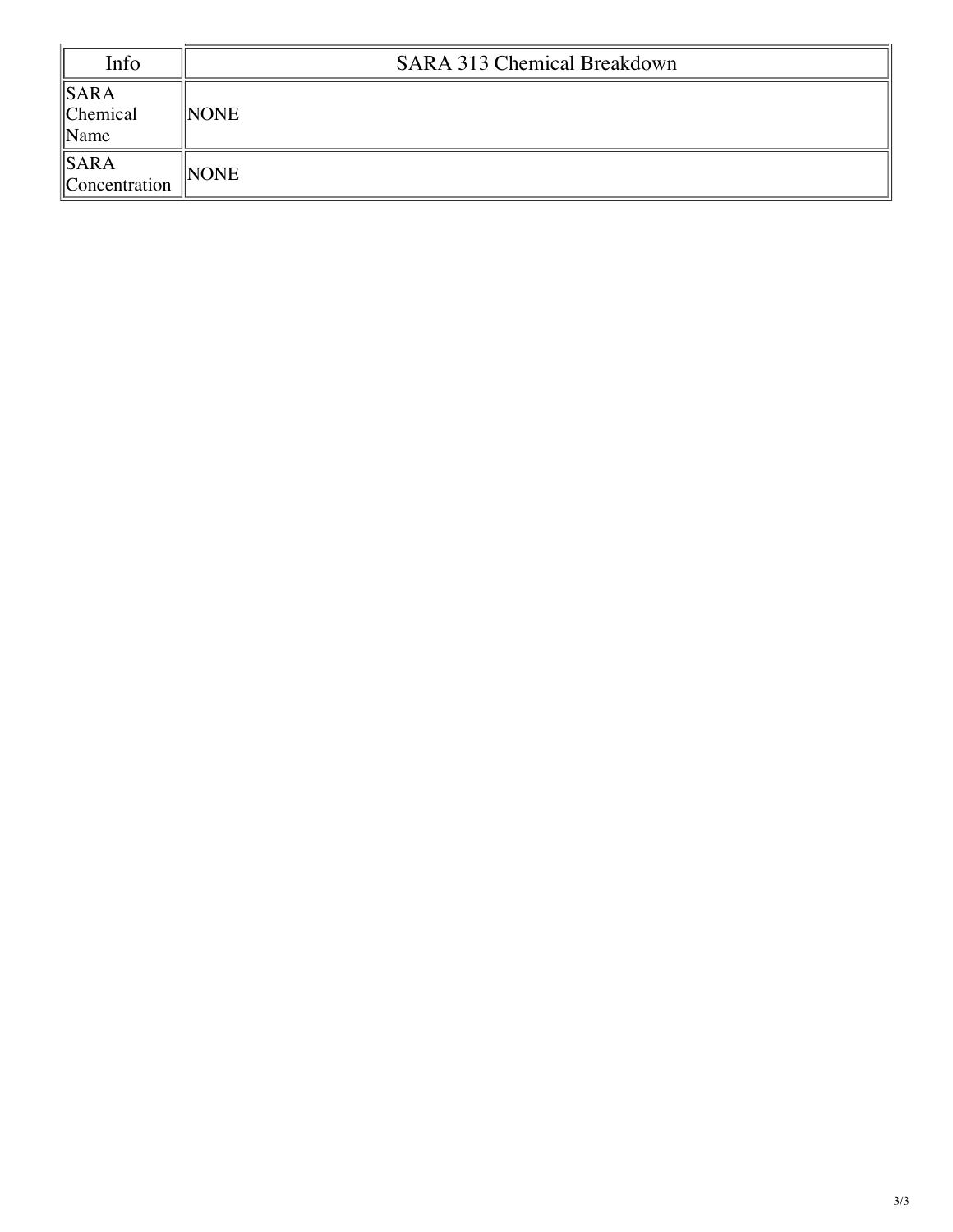| Info | SARA 313 Chemical Breakdown |
|---|---|
| SARA Chemical Name | NONE |
| SARA Concentration | NONE |